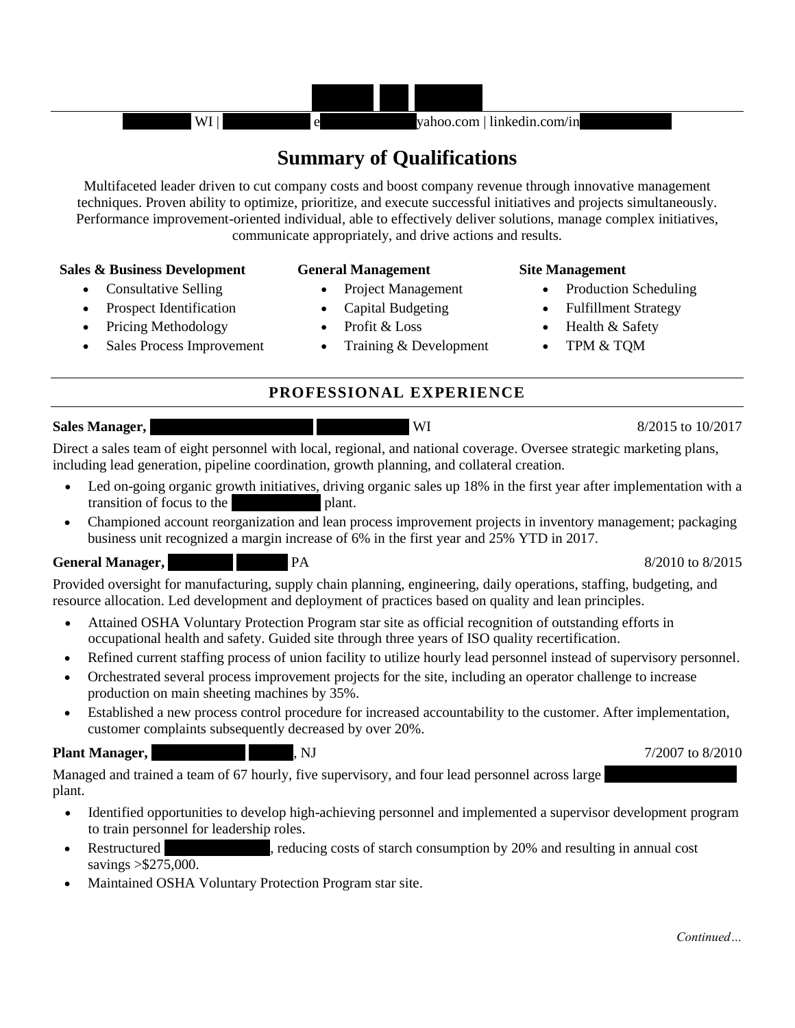WI | e yahoo.com | linkedin.com/in

## Summary of Qualifications

Multifaceted leader driven to cut company costs and boost company revenue through innovative management techniques. Proven ability to optimize, prioritize, and execute successful initiatives and projects simultaneously. Performance improvement-oriented individual, able to effectively deliver solutions, manage complex initiatives, communicate appropriately, and drive actions and results.

**Sales & Business Development**

- Consultative Selling
- Prospect Identification
- Pricing Methodology
- Sales Process Improvement

**General Management**

- Project Management
- Capital Budgeting
- Profit & Loss
- Training & Development

**Site Management**

- Production Scheduling
- Fulfillment Strategy
- Health & Safety
- TPM & TQM

## PROFESSIONAL EXPERIENCE

**Sales Manager,** WI — 8/2015 to 10/2017

Direct a sales team of eight personnel with local, regional, and national coverage. Oversee strategic marketing plans, including lead generation, pipeline coordination, growth planning, and collateral creation.

- Led on-going organic growth initiatives, driving organic sales up 18% in the first year after implementation with a transition of focus to the plant.
- Championed account reorganization and lean process improvement projects in inventory management; packaging business unit recognized a margin increase of 6% in the first year and 25% YTD in 2017.

**General Manager,** PA — 8/2010 to 8/2015

Provided oversight for manufacturing, supply chain planning, engineering, daily operations, staffing, budgeting, and resource allocation. Led development and deployment of practices based on quality and lean principles.

- Attained OSHA Voluntary Protection Program star site as official recognition of outstanding efforts in occupational health and safety. Guided site through three years of ISO quality recertification.
- Refined current staffing process of union facility to utilize hourly lead personnel instead of supervisory personnel.
- Orchestrated several process improvement projects for the site, including an operator challenge to increase production on main sheeting machines by 35%.
- Established a new process control procedure for increased accountability to the customer. After implementation, customer complaints subsequently decreased by over 20%.

**Plant Manager,** , NJ — 7/2007 to 8/2010

Managed and trained a team of 67 hourly, five supervisory, and four lead personnel across large plant.

- Identified opportunities to develop high-achieving personnel and implemented a supervisor development program to train personnel for leadership roles.
- Restructured , reducing costs of starch consumption by 20% and resulting in annual cost savings >$275,000.
- Maintained OSHA Voluntary Protection Program star site.

*Continued…*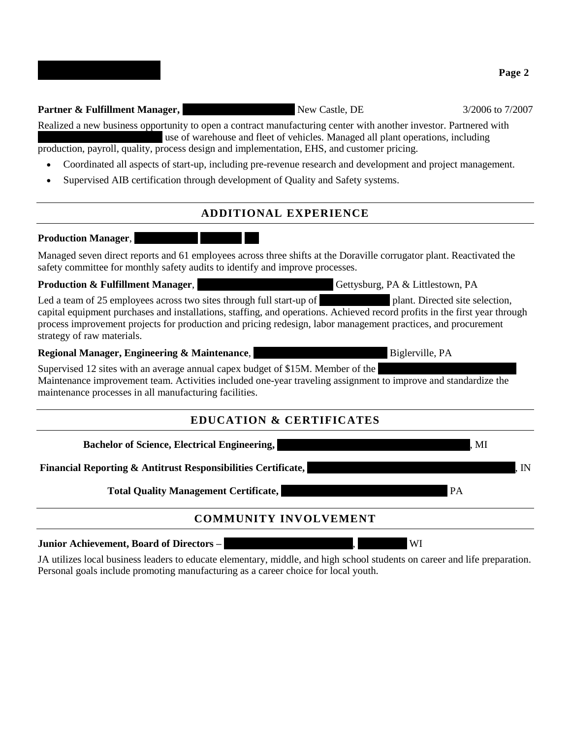**Partner & Fulfillment Manager,** New Castle, DE 3/2006 to 7/2007

Realized a new business opportunity to open a contract manufacturing center with another investor. Partnered with use of warehouse and fleet of vehicles. Managed all plant operations, including production, payroll, quality, process design and implementation, EHS, and customer pricing.

- Coordinated all aspects of start-up, including pre-revenue research and development and project management.
- Supervised AIB certification through development of Quality and Safety systems.

## ADDITIONAL EXPERIENCE

**Production Manager**,

Managed seven direct reports and 61 employees across three shifts at the Doraville corrugator plant. Reactivated the safety committee for monthly safety audits to identify and improve processes.

**Production & Fulfillment Manager**, Gettysburg, PA & Littlestown, PA

Led a team of 25 employees across two sites through full start-up of plant. Directed site selection, capital equipment purchases and installations, staffing, and operations. Achieved record profits in the first year through process improvement projects for production and pricing redesign, labor management practices, and procurement strategy of raw materials.

**Regional Manager, Engineering & Maintenance**, Biglerville, PA

Supervised 12 sites with an average annual capex budget of $15M. Member of the Maintenance improvement team. Activities included one-year traveling assignment to improve and standardize the maintenance processes in all manufacturing facilities.

## EDUCATION & CERTIFICATES

**Bachelor of Science, Electrical Engineering,** , MI

**Financial Reporting & Antitrust Responsibilities Certificate,** , IN

**Total Quality Management Certificate,** PA

## COMMUNITY INVOLVEMENT

**Junior Achievement, Board of Directors** – , WI

JA utilizes local business leaders to educate elementary, middle, and high school students on career and life preparation. Personal goals include promoting manufacturing as a career choice for local youth.